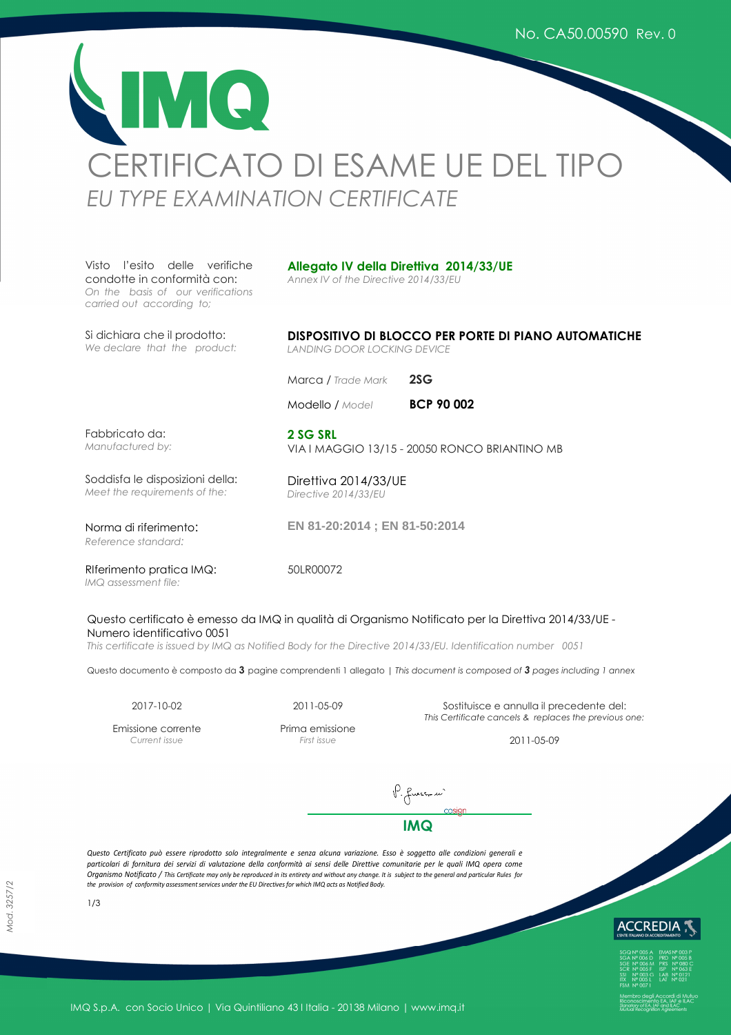No. CA50.00590 Rev. 0

# IMQ

# CERTIFICATO DI ESAME UE DEL TIPO
*EU TYPE EXAMINATION CERTIFICATE*

| | |
|---|---|
| Visto l'esito delle verifiche condotte in conformità con:<br>*On the basis of our verifications carried out according to;* | **Allegato IV della Direttiva 2014/33/UE**<br>*Annex IV of the Directive 2014/33/EU* |
| Si dichiara che il prodotto:<br>*We declare that the product:* | **DISPOSITIVO DI BLOCCO PER PORTE DI PIANO AUTOMATICHE**<br>*LANDING DOOR LOCKING DEVICE* |
| | Marca / *Trade Mark* **2SG** |
| | Modello / *Model* **BCP 90 002** |
| Fabbricato da:<br>*Manufactured by:* | **2 SG SRL**<br>VIA I MAGGIO 13/15 - 20050 RONCO BRIANTINO MB |
| Soddisfa le disposizioni della:<br>*Meet the requirements of the:* | Direttiva 2014/33/UE<br>*Directive 2014/33/EU* |
| Norma di riferimento:<br>*Reference standard:* | **EN 81-20:2014 ; EN 81-50:2014** |
| RIferimento pratica IMQ:<br>*IMQ assessment file:* | 50LR00072 |

Questo certificato è emesso da IMQ in qualità di Organismo Notificato per la Direttiva 2014/33/UE - Numero identificativo 0051
*This certificate is issued by IMQ as Notified Body for the Directive 2014/33/EU. Identification number 0051*

Questo documento è composto da **3** pagine comprendenti 1 allegato | *This document is composed of **3** pages including 1 annex*

| Emissione corrente<br>*Current issue* | Prima emissione<br>*First issue* | Sostituisce e annulla il precedente del:<br>*This Certificate cancels & replaces the previous one:* |
|---|---|---|
| 2017-10-02 | 2011-05-09 | 2011-05-09 |

cosign
**IMQ**

*Questo Certificato può essere riprodotto solo integralmente e senza alcuna variazione. Esso è soggetto alle condizioni generali e particolari di fornitura dei servizi di valutazione della conformità ai sensi delle Direttive comunitarie per le quali IMQ opera come Organismo Notificato / This Certificate may only be reproduced in its entirety and without any change. It is subject to the general and particular Rules for the provision of conformity assessment services under the EU Directives for which IMQ acts as Notified Body.*

Mod. 3257/2

ACCREDIA — L'ENTE ITALIANO DI ACCREDITAMENTO

SGQ N° 005 A, SGA N° 006 D, SGE N° 006 M, SCR N° 005 F, SSI N° 003 G, ITX N° 005 L, FSM N° 007 I, EMAS N° 003 P, PRD N° 005 B, PRS N° 080 C, ISP N° 063 E, LAB N° 0121, LAT N° 021

Membro degli Accordi di Mutuo Riconoscimento EA, IAF e ILAC
*Signatory of EA, IAF and ILAC Mutual Recognition Agreements*

IMQ S.p.A. con Socio Unico | Via Quintiliano 43 I Italia - 20138 Milano | www.imq.it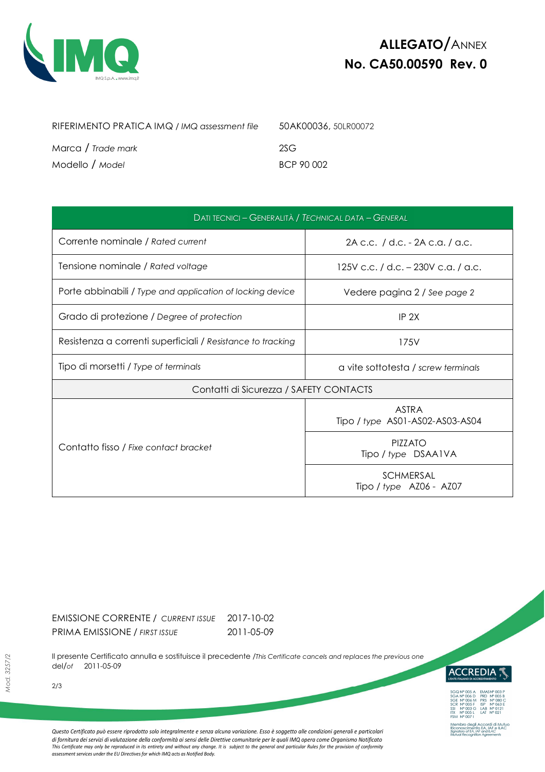# ALLEGATO/ANNEX
# No. CA50.00590 Rev. 0

RIFERIMENTO PRATICA IMQ / *IMQ assessment file* 50AK00036, 50LR00072

Marca / *Trade mark* 2SG

Modello / *Model* BCP 90 002

| DATI TECNICI – GENERALITÀ / *TECHNICAL DATA – GENERAL* | |
|---|---|
| Corrente nominale / *Rated current* | 2A c.c. / d.c. - 2A c.a. / a.c. |
| Tensione nominale / *Rated voltage* | 125V c.c. / d.c. – 230V c.a. / a.c. |
| Porte abbinabili / *Type and application of locking device* | Vedere pagina 2 / *See page 2* |
| Grado di protezione / *Degree of protection* | IP 2X |
| Resistenza a correnti superficiali / *Resistance to tracking* | 175V |
| Tipo di morsetti / *Type of terminals* | a vite sottotesta / *screw terminals* |
| Contatti di Sicurezza / SAFETY CONTACTS | |
| Contatto fisso / *Fixe contact bracket* | ASTRA Tipo / *type* AS01-AS02-AS03-AS04 |
| | PIZZATO Tipo / *type* DSAA1VA |
| | SCHMERSAL Tipo / *type* AZ06 - AZ07 |

EMISSIONE CORRENTE / *CURRENT ISSUE* 2017-10-02

PRIMA EMISSIONE / *FIRST ISSUE* 2011-05-09

Il presente Certificato annulla e sostituisce il precedente /*This Certificate cancels and replaces the previous one* del/*of* 2011-05-09

*Questo Certificato può essere riprodotto solo integralmente e senza alcuna variazione. Esso è soggetto alle condizioni generali e particolari di fornitura dei servizi di valutazione della conformità ai sensi delle Direttive comunitarie per le quali IMQ opera come Organismo Notificato*
*This Certificate may only be reproduced in its entirety and without any change. It is subject to the general and particular Rules for the provision of conformity assessment services under the EU Directives for which IMQ acts as Notified Body.*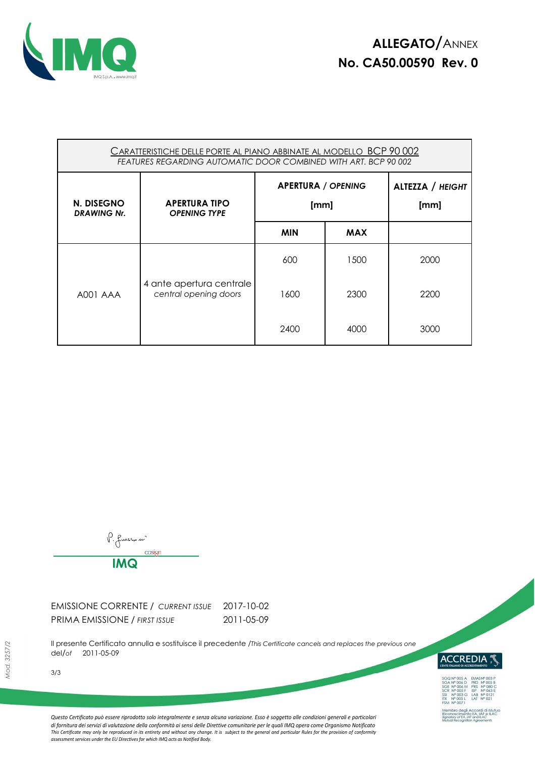**ALLEGATO/ANNEX**
**No. CA50.00590 Rev. 0**

| CARATTERISTICHE DELLE PORTE AL PIANO ABBINATE AL MODELLO BCP 90 002<br>*FEATURES REGARDING AUTOMATIC DOOR COMBINED WITH ART. BCP 90 002* | | | | |
|---|---|---|---|---|
| **N. DISEGNO**<br>***DRAWING Nr.*** | **APERTURA TIPO**<br>***OPENING TYPE*** | **APERTURA / *OPENING***<br>**[mm]** | | **ALTEZZA / *HEIGHT***<br>**[mm]** |
| | | **MIN** | **MAX** | |
| A001 AAA | 4 ante apertura centrale<br>*central opening doors* | 600 | 1500 | 2000 |
| | | 1600 | 2300 | 2200 |
| | | 2400 | 4000 | 3000 |

**IMQ**

EMISSIONE CORRENTE / *CURRENT ISSUE* 2017-10-02
PRIMA EMISSIONE / *FIRST ISSUE* 2011-05-09

Il presente Certificato annulla e sostituisce il precedente /*This Certificate cancels and replaces the previous one* del/*of* 2011-05-09

ACCREDIA
L'ENTE ITALIANO DI ACCREDITAMENTO

SGQ N° 005 A EMAS N° 003 P
SGA N° 006 D PRD N° 005 B
SGE N° 006 M PRS N° 080 C
SCR N° 005 F ISP N° 063 E
SSI N° 003 G LAB N° 0121
ITX N° 005 L LAT N° 021
FSM N° 007 I

Membro degli Accordi di Mutuo Riconoscimento EA, IAF e ILAC
Signatory of EA, IAF and ILAC Mutual Recognition Agreements

*Questo Certificato può essere riprodotto solo integralmente e senza alcuna variazione. Esso è soggetto alle condizioni generali e particolari di fornitura dei servizi di valutazione della conformità ai sensi delle Direttive comunitarie per le quali IMQ opera come Organismo Notificato*
*This Certificate may only be reproduced in its entirety and without any change. It is subject to the general and particular Rules for the provision of conformity assessment services under the EU Directives for which IMQ acts as Notified Body.*